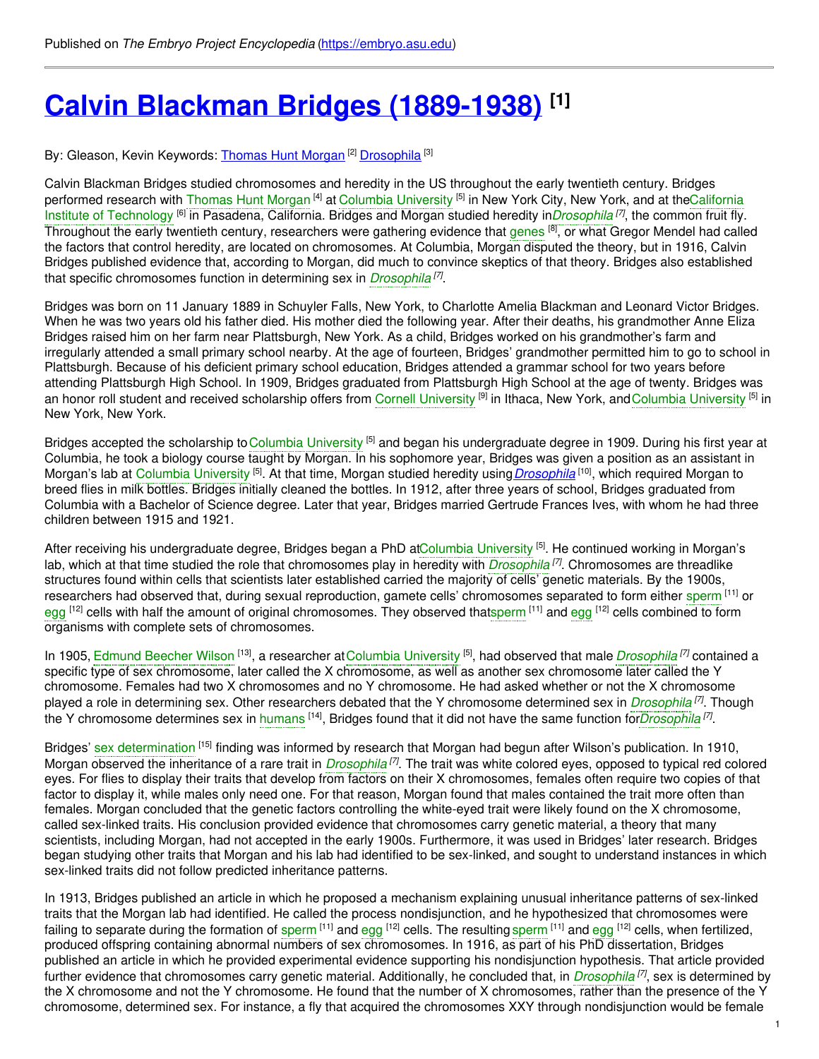Published on *The Embryo Project Encyclopedia* (https://embryo.asu.edu)

# Calvin Blackman Bridges (1889-1938) [1]

By: Gleason, Kevin Keywords: Thomas Hunt Morgan [2] Drosophila [3]

Calvin Blackman Bridges studied chromosomes and heredity in the US throughout the early twentieth century. Bridges performed research with Thomas Hunt Morgan [4] at Columbia University [5] in New York City, New York, and at the California Institute of Technology [6] in Pasadena, California. Bridges and Morgan studied heredity in *Drosophila* [7], the common fruit fly. Throughout the early twentieth century, researchers were gathering evidence that genes [8], or what Gregor Mendel had called the factors that control heredity, are located on chromosomes. At Columbia, Morgan disputed the theory, but in 1916, Calvin Bridges published evidence that, according to Morgan, did much to convince skeptics of that theory. Bridges also established that specific chromosomes function in determining sex in *Drosophila* [7].

Bridges was born on 11 January 1889 in Schuyler Falls, New York, to Charlotte Amelia Blackman and Leonard Victor Bridges. When he was two years old his father died. His mother died the following year. After their deaths, his grandmother Anne Eliza Bridges raised him on her farm near Plattsburgh, New York. As a child, Bridges worked on his grandmother's farm and irregularly attended a small primary school nearby. At the age of fourteen, Bridges' grandmother permitted him to go to school in Plattsburgh. Because of his deficient primary school education, Bridges attended a grammar school for two years before attending Plattsburgh High School. In 1909, Bridges graduated from Plattsburgh High School at the age of twenty. Bridges was an honor roll student and received scholarship offers from Cornell University [9] in Ithaca, New York, and Columbia University [5] in New York, New York.

Bridges accepted the scholarship to Columbia University [5] and began his undergraduate degree in 1909. During his first year at Columbia, he took a biology course taught by Morgan. In his sophomore year, Bridges was given a position as an assistant in Morgan's lab at Columbia University [5]. At that time, Morgan studied heredity using *Drosophila* [10], which required Morgan to breed flies in milk bottles. Bridges initially cleaned the bottles. In 1912, after three years of school, Bridges graduated from Columbia with a Bachelor of Science degree. Later that year, Bridges married Gertrude Frances Ives, with whom he had three children between 1915 and 1921.

After receiving his undergraduate degree, Bridges began a PhD at Columbia University [5]. He continued working in Morgan's lab, which at that time studied the role that chromosomes play in heredity with *Drosophila* [7]. Chromosomes are threadlike structures found within cells that scientists later established carried the majority of cells' genetic materials. By the 1900s, researchers had observed that, during sexual reproduction, gamete cells' chromosomes separated to form either sperm [11] or egg [12] cells with half the amount of original chromosomes. They observed that sperm [11] and egg [12] cells combined to form organisms with complete sets of chromosomes.

In 1905, Edmund Beecher Wilson [13], a researcher at Columbia University [5], had observed that male *Drosophila* [7] contained a specific type of sex chromosome, later called the X chromosome, as well as another sex chromosome later called the Y chromosome. Females had two X chromosomes and no Y chromosome. He had asked whether or not the X chromosome played a role in determining sex. Other researchers debated that the Y chromosome determined sex in *Drosophila* [7]. Though the Y chromosome determines sex in humans [14], Bridges found that it did not have the same function for *Drosophila* [7].

Bridges' sex determination [15] finding was informed by research that Morgan had begun after Wilson's publication. In 1910, Morgan observed the inheritance of a rare trait in *Drosophila* [7]. The trait was white colored eyes, opposed to typical red colored eyes. For flies to display their traits that develop from factors on their X chromosomes, females often require two copies of that factor to display it, while males only need one. For that reason, Morgan found that males contained the trait more often than females. Morgan concluded that the genetic factors controlling the white-eyed trait were likely found on the X chromosome, called sex-linked traits. His conclusion provided evidence that chromosomes carry genetic material, a theory that many scientists, including Morgan, had not accepted in the early 1900s. Furthermore, it was used in Bridges' later research. Bridges began studying other traits that Morgan and his lab had identified to be sex-linked, and sought to understand instances in which sex-linked traits did not follow predicted inheritance patterns.

In 1913, Bridges published an article in which he proposed a mechanism explaining unusual inheritance patterns of sex-linked traits that the Morgan lab had identified. He called the process nondisjunction, and he hypothesized that chromosomes were failing to separate during the formation of sperm [11] and egg [12] cells. The resulting sperm [11] and egg [12] cells, when fertilized, produced offspring containing abnormal numbers of sex chromosomes. In 1916, as part of his PhD dissertation, Bridges published an article in which he provided experimental evidence supporting his nondisjunction hypothesis. That article provided further evidence that chromosomes carry genetic material. Additionally, he concluded that, in *Drosophila* [7], sex is determined by the X chromosome and not the Y chromosome. He found that the number of X chromosomes, rather than the presence of the Y chromosome, determined sex. For instance, a fly that acquired the chromosomes XXY through nondisjunction would be female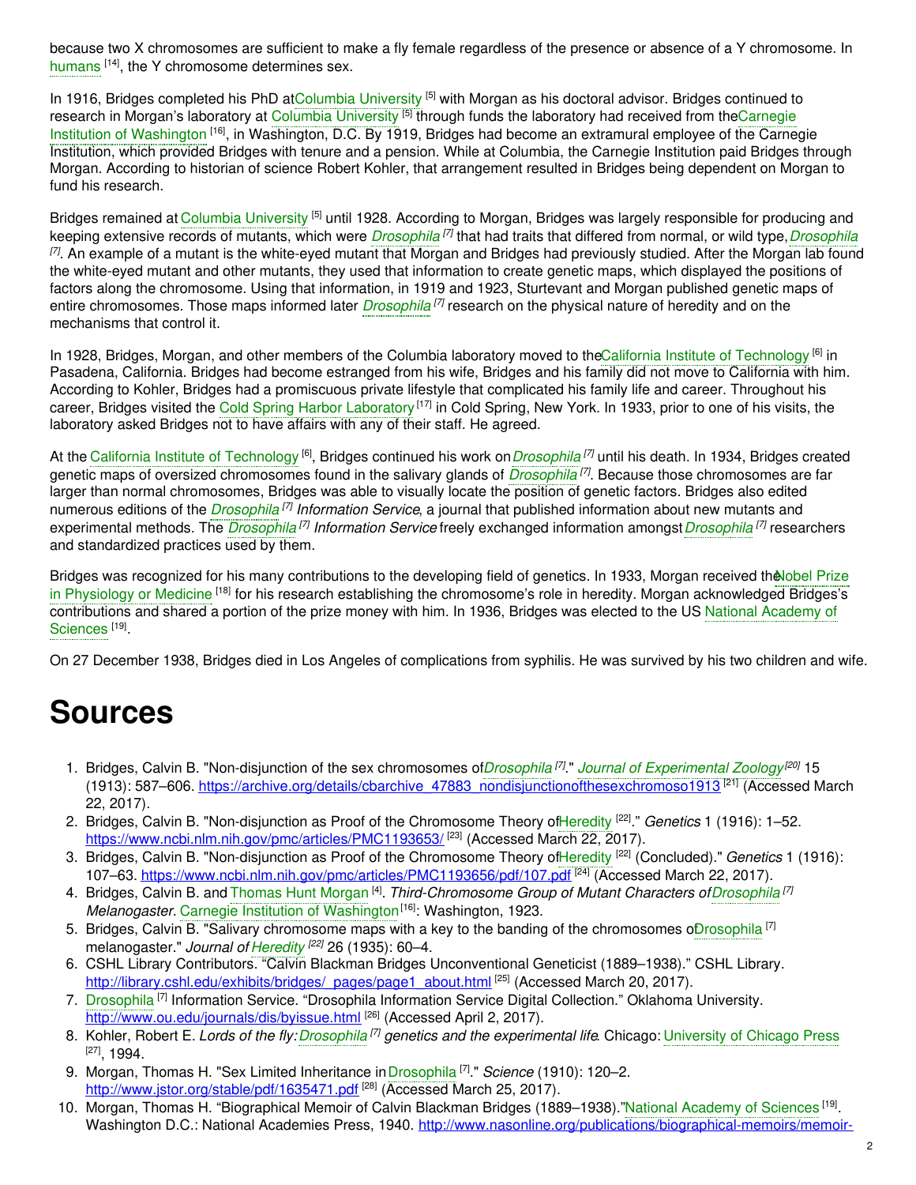because two X chromosomes are sufficient to make a fly female regardless of the presence or absence of a Y chromosome. In humans [14], the Y chromosome determines sex.

In 1916, Bridges completed his PhD at Columbia University [5] with Morgan as his doctoral advisor. Bridges continued to research in Morgan's laboratory at Columbia University [5] through funds the laboratory had received from the Carnegie Institution of Washington [16], in Washington, D.C. By 1919, Bridges had become an extramural employee of the Carnegie Institution, which provided Bridges with tenure and a pension. While at Columbia, the Carnegie Institution paid Bridges through Morgan. According to historian of science Robert Kohler, that arrangement resulted in Bridges being dependent on Morgan to fund his research.

Bridges remained at Columbia University [5] until 1928. According to Morgan, Bridges was largely responsible for producing and keeping extensive records of mutants, which were *Drosophila* [7] that had traits that differed from normal, or wild type, *Drosophila* [7]. An example of a mutant is the white-eyed mutant that Morgan and Bridges had previously studied. After the Morgan lab found the white-eyed mutant and other mutants, they used that information to create genetic maps, which displayed the positions of factors along the chromosome. Using that information, in 1919 and 1923, Sturtevant and Morgan published genetic maps of entire chromosomes. Those maps informed later *Drosophila* [7] research on the physical nature of heredity and on the mechanisms that control it.

In 1928, Bridges, Morgan, and other members of the Columbia laboratory moved to the California Institute of Technology [6] in Pasadena, California. Bridges had become estranged from his wife, Bridges and his family did not move to California with him. According to Kohler, Bridges had a promiscuous private lifestyle that complicated his family life and career. Throughout his career, Bridges visited the Cold Spring Harbor Laboratory [17] in Cold Spring, New York. In 1933, prior to one of his visits, the laboratory asked Bridges not to have affairs with any of their staff. He agreed.

At the California Institute of Technology [6], Bridges continued his work on *Drosophila* [7] until his death. In 1934, Bridges created genetic maps of oversized chromosomes found in the salivary glands of *Drosophila* [7]. Because those chromosomes are far larger than normal chromosomes, Bridges was able to visually locate the position of genetic factors. Bridges also edited numerous editions of the *Drosophila* [7] *Information Service*, a journal that published information about new mutants and experimental methods. The *Drosophila* [7] *Information Service* freely exchanged information amongst *Drosophila* [7] researchers and standardized practices used by them.

Bridges was recognized for his many contributions to the developing field of genetics. In 1933, Morgan received the Nobel Prize in Physiology or Medicine [18] for his research establishing the chromosome's role in heredity. Morgan acknowledged Bridges's contributions and shared a portion of the prize money with him. In 1936, Bridges was elected to the US National Academy of Sciences [19].

On 27 December 1938, Bridges died in Los Angeles of complications from syphilis. He was survived by his two children and wife.

# Sources

1. Bridges, Calvin B. "Non-disjunction of the sex chromosomes of *Drosophila* [7]." *Journal of Experimental Zoology* [20] 15 (1913): 587–606. https://archive.org/details/cbarchive_47883_nondisjunctionofthesexchromoso1913 [21] (Accessed March 22, 2017).
2. Bridges, Calvin B. "Non-disjunction as Proof of the Chromosome Theory of Heredity [22]." *Genetics* 1 (1916): 1–52. https://www.ncbi.nlm.nih.gov/pmc/articles/PMC1193653/ [23] (Accessed March 22, 2017).
3. Bridges, Calvin B. "Non-disjunction as Proof of the Chromosome Theory of Heredity [22] (Concluded)." *Genetics* 1 (1916): 107–63. https://www.ncbi.nlm.nih.gov/pmc/articles/PMC1193656/pdf/107.pdf [24] (Accessed March 22, 2017).
4. Bridges, Calvin B. and Thomas Hunt Morgan [4]. *Third-Chromosome Group of Mutant Characters of Drosophila [7] Melanogaster*. Carnegie Institution of Washington [16]: Washington, 1923.
5. Bridges, Calvin B. "Salivary chromosome maps with a key to the banding of the chromosomes of Drosophila [7] melanogaster." *Journal of Heredity* [22] 26 (1935): 60–4.
6. CSHL Library Contributors. "Calvin Blackman Bridges Unconventional Geneticist (1889–1938)." CSHL Library. http://library.cshl.edu/exhibits/bridges/_pages/page1_about.html [25] (Accessed March 20, 2017).
7. Drosophila [7] Information Service. "Drosophila Information Service Digital Collection." Oklahoma University. http://www.ou.edu/journals/dis/byissue.html [26] (Accessed April 2, 2017).
8. Kohler, Robert E. *Lords of the fly: Drosophila [7] genetics and the experimental life*. Chicago: University of Chicago Press [27], 1994.
9. Morgan, Thomas H. "Sex Limited Inheritance in Drosophila [7]." *Science* (1910): 120–2. http://www.jstor.org/stable/pdf/1635471.pdf [28] (Accessed March 25, 2017).
10. Morgan, Thomas H. "Biographical Memoir of Calvin Blackman Bridges (1889–1938)." National Academy of Sciences [19]. Washington D.C.: National Academies Press, 1940. http://www.nasonline.org/publications/biographical-memoirs/memoir-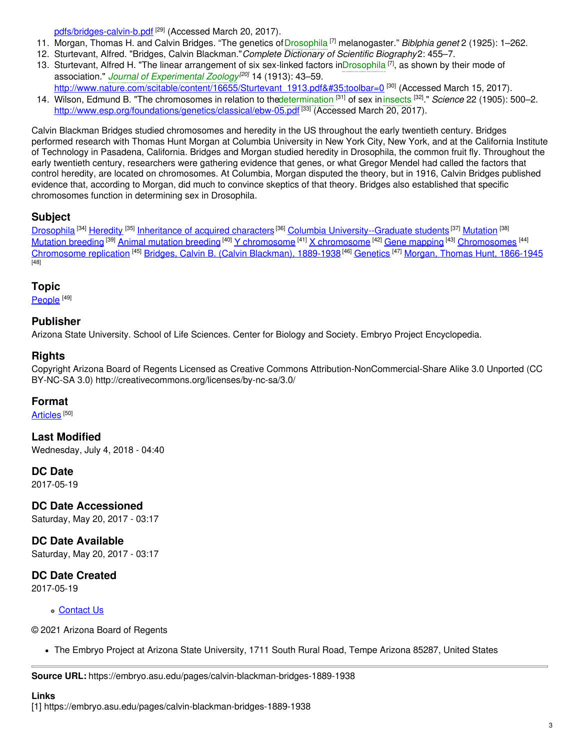pdfs/bridges-calvin-b.pdf [29] (Accessed March 20, 2017).

11. Morgan, Thomas H. and Calvin Bridges. “The genetics of Drosophila [7] melanogaster.” *Biblphia genet* 2 (1925): 1–262.
12. Sturtevant, Alfred. "Bridges, Calvin Blackman." *Complete Dictionary of Scientific Biography* 2: 455–7.
13. Sturtevant, Alfred H. "The linear arrangement of six sex-linked factors in Drosophila [7], as shown by their mode of association." *Journal of Experimental Zoology* [20] 14 (1913): 43–59. http://www.nature.com/scitable/content/16655/Sturtevant_1913.pdf&#35;toolbar=0 [30] (Accessed March 15, 2017).
14. Wilson, Edmund B. "The chromosomes in relation to the determination [31] of sex in insects [32]." *Science* 22 (1905): 500–2. http://www.esp.org/foundations/genetics/classical/ebw-05.pdf [33] (Accessed March 20, 2017).

Calvin Blackman Bridges studied chromosomes and heredity in the US throughout the early twentieth century. Bridges performed research with Thomas Hunt Morgan at Columbia University in New York City, New York, and at the California Institute of Technology in Pasadena, California. Bridges and Morgan studied heredity in Drosophila, the common fruit fly. Throughout the early twentieth century, researchers were gathering evidence that genes, or what Gregor Mendel had called the factors that control heredity, are located on chromosomes. At Columbia, Morgan disputed the theory, but in 1916, Calvin Bridges published evidence that, according to Morgan, did much to convince skeptics of that theory. Bridges also established that specific chromosomes function in determining sex in Drosophila.

## Subject

Drosophila [34] Heredity [35] Inheritance of acquired characters [36] Columbia University--Graduate students [37] Mutation [38] Mutation breeding [39] Animal mutation breeding [40] Y chromosome [41] X chromosome [42] Gene mapping [43] Chromosomes [44] Chromosome replication [45] Bridges, Calvin B. (Calvin Blackman), 1889-1938 [46] Genetics [47] Morgan, Thomas Hunt, 1866-1945 [48]

## Topic

People [49]

## Publisher

Arizona State University. School of Life Sciences. Center for Biology and Society. Embryo Project Encyclopedia.

## Rights

Copyright Arizona Board of Regents Licensed as Creative Commons Attribution-NonCommercial-Share Alike 3.0 Unported (CC BY-NC-SA 3.0) http://creativecommons.org/licenses/by-nc-sa/3.0/

## Format

Articles [50]

## Last Modified

Wednesday, July 4, 2018 - 04:40

## DC Date

2017-05-19

## DC Date Accessioned

Saturday, May 20, 2017 - 03:17

## DC Date Available

Saturday, May 20, 2017 - 03:17

## DC Date Created

2017-05-19

- Contact Us

© 2021 Arizona Board of Regents

- The Embryo Project at Arizona State University, 1711 South Rural Road, Tempe Arizona 85287, United States

---

**Source URL:** https://embryo.asu.edu/pages/calvin-blackman-bridges-1889-1938

**Links**
[1] https://embryo.asu.edu/pages/calvin-blackman-bridges-1889-1938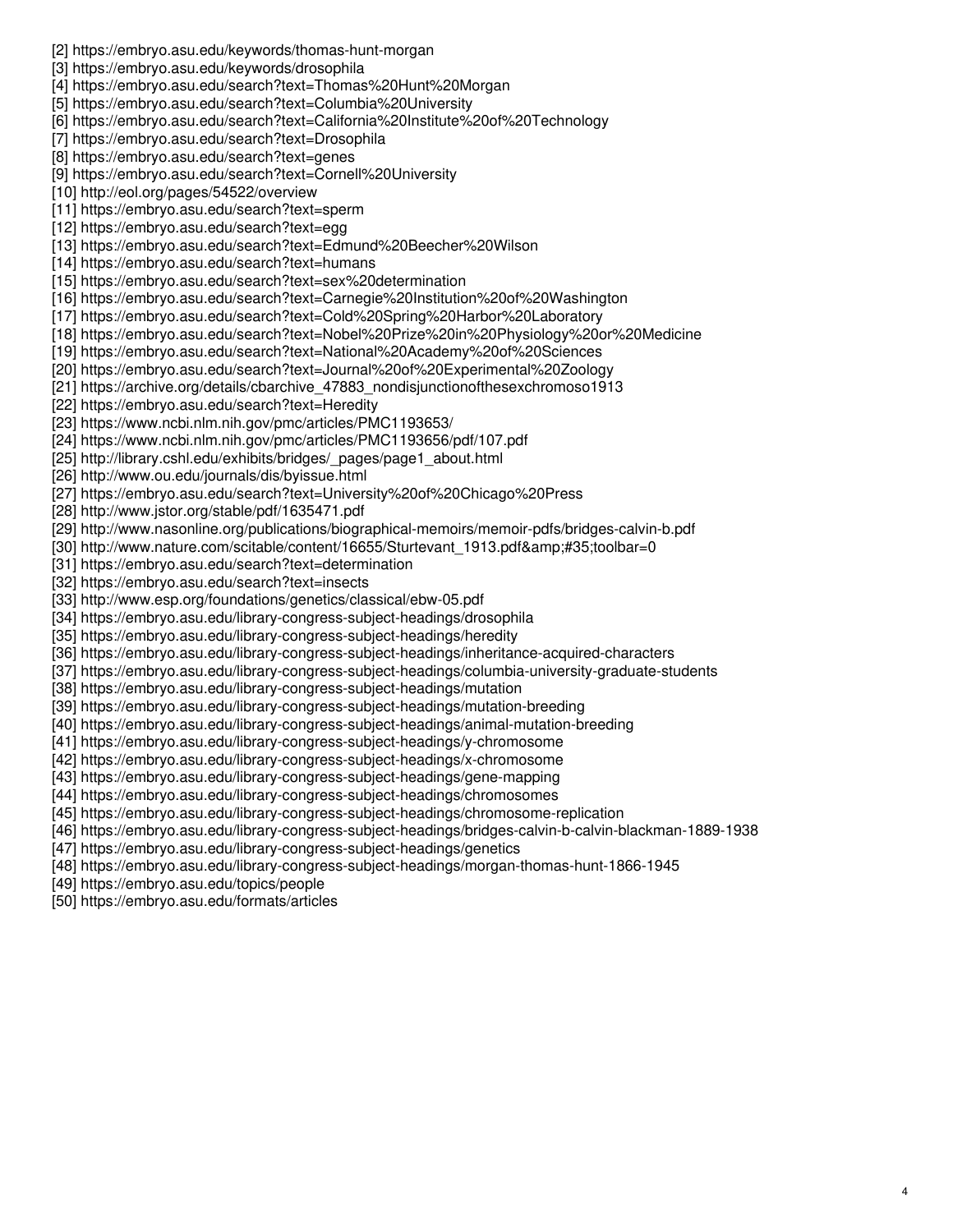[2] https://embryo.asu.edu/keywords/thomas-hunt-morgan
[3] https://embryo.asu.edu/keywords/drosophila
[4] https://embryo.asu.edu/search?text=Thomas%20Hunt%20Morgan
[5] https://embryo.asu.edu/search?text=Columbia%20University
[6] https://embryo.asu.edu/search?text=California%20Institute%20of%20Technology
[7] https://embryo.asu.edu/search?text=Drosophila
[8] https://embryo.asu.edu/search?text=genes
[9] https://embryo.asu.edu/search?text=Cornell%20University
[10] http://eol.org/pages/54522/overview
[11] https://embryo.asu.edu/search?text=sperm
[12] https://embryo.asu.edu/search?text=egg
[13] https://embryo.asu.edu/search?text=Edmund%20Beecher%20Wilson
[14] https://embryo.asu.edu/search?text=humans
[15] https://embryo.asu.edu/search?text=sex%20determination
[16] https://embryo.asu.edu/search?text=Carnegie%20Institution%20of%20Washington
[17] https://embryo.asu.edu/search?text=Cold%20Spring%20Harbor%20Laboratory
[18] https://embryo.asu.edu/search?text=Nobel%20Prize%20in%20Physiology%20or%20Medicine
[19] https://embryo.asu.edu/search?text=National%20Academy%20of%20Sciences
[20] https://embryo.asu.edu/search?text=Journal%20of%20Experimental%20Zoology
[21] https://archive.org/details/cbarchive_47883_nondisjunctionofthesexchromoso1913
[22] https://embryo.asu.edu/search?text=Heredity
[23] https://www.ncbi.nlm.nih.gov/pmc/articles/PMC1193653/
[24] https://www.ncbi.nlm.nih.gov/pmc/articles/PMC1193656/pdf/107.pdf
[25] http://library.cshl.edu/exhibits/bridges/_pages/page1_about.html
[26] http://www.ou.edu/journals/dis/byissue.html
[27] https://embryo.asu.edu/search?text=University%20of%20Chicago%20Press
[28] http://www.jstor.org/stable/pdf/1635471.pdf
[29] http://www.nasonline.org/publications/biographical-memoirs/memoir-pdfs/bridges-calvin-b.pdf
[30] http://www.nature.com/scitable/content/16655/Sturtevant_1913.pdf&amp;#35;toolbar=0
[31] https://embryo.asu.edu/search?text=determination
[32] https://embryo.asu.edu/search?text=insects
[33] http://www.esp.org/foundations/genetics/classical/ebw-05.pdf
[34] https://embryo.asu.edu/library-congress-subject-headings/drosophila
[35] https://embryo.asu.edu/library-congress-subject-headings/heredity
[36] https://embryo.asu.edu/library-congress-subject-headings/inheritance-acquired-characters
[37] https://embryo.asu.edu/library-congress-subject-headings/columbia-university-graduate-students
[38] https://embryo.asu.edu/library-congress-subject-headings/mutation
[39] https://embryo.asu.edu/library-congress-subject-headings/mutation-breeding
[40] https://embryo.asu.edu/library-congress-subject-headings/animal-mutation-breeding
[41] https://embryo.asu.edu/library-congress-subject-headings/y-chromosome
[42] https://embryo.asu.edu/library-congress-subject-headings/x-chromosome
[43] https://embryo.asu.edu/library-congress-subject-headings/gene-mapping
[44] https://embryo.asu.edu/library-congress-subject-headings/chromosomes
[45] https://embryo.asu.edu/library-congress-subject-headings/chromosome-replication
[46] https://embryo.asu.edu/library-congress-subject-headings/bridges-calvin-b-calvin-blackman-1889-1938
[47] https://embryo.asu.edu/library-congress-subject-headings/genetics
[48] https://embryo.asu.edu/library-congress-subject-headings/morgan-thomas-hunt-1866-1945
[49] https://embryo.asu.edu/topics/people
[50] https://embryo.asu.edu/formats/articles